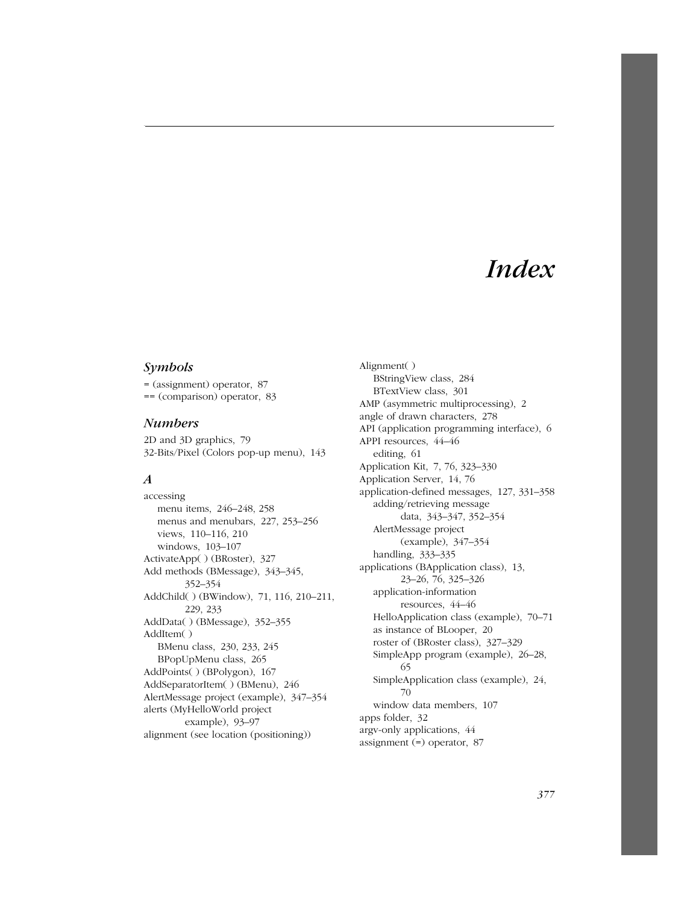# Index

## Symbols

= (assignment) operator, 87
== (comparison) operator, 83

## Numbers

2D and 3D graphics, 79
32-Bits/Pixel (Colors pop-up menu), 143

## A

accessing
  menu items, 246–248, 258
  menus and menubars, 227, 253–256
  views, 110–116, 210
  windows, 103–107
ActivateApp( ) (BRoster), 327
Add methods (BMessage), 343–345, 352–354
AddChild( ) (BWindow), 71, 116, 210–211, 229, 233
AddData( ) (BMessage), 352–355
AddItem( )
  BMenu class, 230, 233, 245
  BPopUpMenu class, 265
AddPoints( ) (BPolygon), 167
AddSeparatorItem( ) (BMenu), 246
AlertMessage project (example), 347–354
alerts (MyHelloWorld project example), 93–97
alignment (see location (positioning))
Alignment( )
  BStringView class, 284
  BTextView class, 301
AMP (asymmetric multiprocessing), 2
angle of drawn characters, 278
API (application programming interface), 6
APPI resources, 44–46
  editing, 61
Application Kit, 7, 76, 323–330
Application Server, 14, 76
application-defined messages, 127, 331–358
  adding/retrieving message data, 343–347, 352–354
  AlertMessage project (example), 347–354
  handling, 333–335
applications (BApplication class), 13, 23–26, 76, 325–326
  application-information resources, 44–46
  HelloApplication class (example), 70–71
  as instance of BLooper, 20
  roster of (BRoster class), 327–329
  SimpleApp program (example), 26–28, 65
  SimpleApplication class (example), 24, 70
  window data members, 107
apps folder, 32
argv-only applications, 44
assignment (=) operator, 87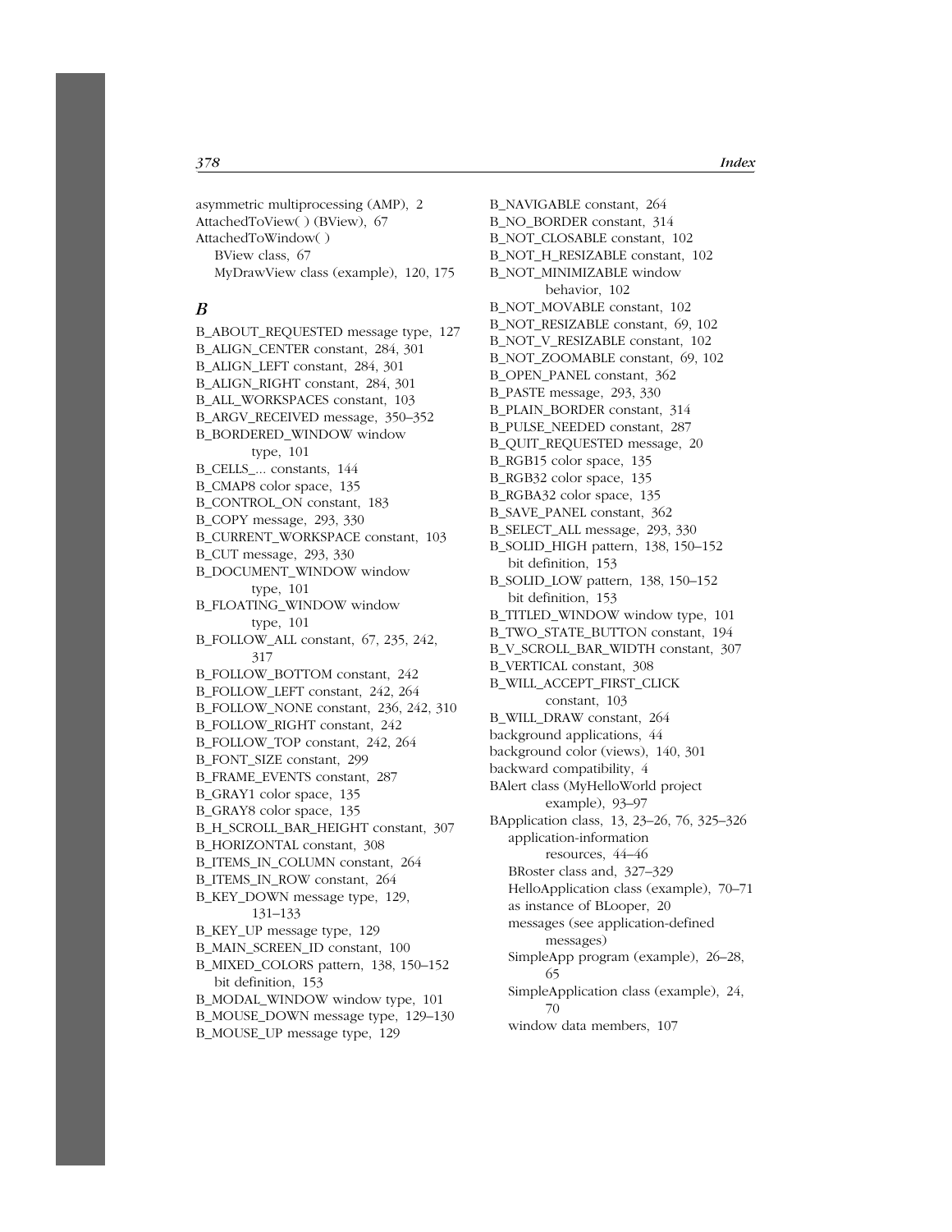asymmetric multiprocessing (AMP), 2
AttachedToView( ) (BView), 67
AttachedToWindow( )
  BView class, 67
  MyDrawView class (example), 120, 175

### *B*

B_ABOUT_REQUESTED message type, 127
B_ALIGN_CENTER constant, 284, 301
B_ALIGN_LEFT constant, 284, 301
B_ALIGN_RIGHT constant, 284, 301
B_ALL_WORKSPACES constant, 103
B_ARGV_RECEIVED message, 350–352
B_BORDERED_WINDOW window type, 101
B_CELLS_... constants, 144
B_CMAP8 color space, 135
B_CONTROL_ON constant, 183
B_COPY message, 293, 330
B_CURRENT_WORKSPACE constant, 103
B_CUT message, 293, 330
B_DOCUMENT_WINDOW window type, 101
B_FLOATING_WINDOW window type, 101
B_FOLLOW_ALL constant, 67, 235, 242, 317
B_FOLLOW_BOTTOM constant, 242
B_FOLLOW_LEFT constant, 242, 264
B_FOLLOW_NONE constant, 236, 242, 310
B_FOLLOW_RIGHT constant, 242
B_FOLLOW_TOP constant, 242, 264
B_FONT_SIZE constant, 299
B_FRAME_EVENTS constant, 287
B_GRAY1 color space, 135
B_GRAY8 color space, 135
B_H_SCROLL_BAR_HEIGHT constant, 307
B_HORIZONTAL constant, 308
B_ITEMS_IN_COLUMN constant, 264
B_ITEMS_IN_ROW constant, 264
B_KEY_DOWN message type, 129, 131–133
B_KEY_UP message type, 129
B_MAIN_SCREEN_ID constant, 100
B_MIXED_COLORS pattern, 138, 150–152
  bit definition, 153
B_MODAL_WINDOW window type, 101
B_MOUSE_DOWN message type, 129–130
B_MOUSE_UP message type, 129
B_NAVIGABLE constant, 264
B_NO_BORDER constant, 314
B_NOT_CLOSABLE constant, 102
B_NOT_H_RESIZABLE constant, 102
B_NOT_MINIMIZABLE window behavior, 102
B_NOT_MOVABLE constant, 102
B_NOT_RESIZABLE constant, 69, 102
B_NOT_V_RESIZABLE constant, 102
B_NOT_ZOOMABLE constant, 69, 102
B_OPEN_PANEL constant, 362
B_PASTE message, 293, 330
B_PLAIN_BORDER constant, 314
B_PULSE_NEEDED constant, 287
B_QUIT_REQUESTED message, 20
B_RGB15 color space, 135
B_RGB32 color space, 135
B_RGBA32 color space, 135
B_SAVE_PANEL constant, 362
B_SELECT_ALL message, 293, 330
B_SOLID_HIGH pattern, 138, 150–152
  bit definition, 153
B_SOLID_LOW pattern, 138, 150–152
  bit definition, 153
B_TITLED_WINDOW window type, 101
B_TWO_STATE_BUTTON constant, 194
B_V_SCROLL_BAR_WIDTH constant, 307
B_VERTICAL constant, 308
B_WILL_ACCEPT_FIRST_CLICK constant, 103
B_WILL_DRAW constant, 264
background applications, 44
background color (views), 140, 301
backward compatibility, 4
BAlert class (MyHelloWorld project example), 93–97
BApplication class, 13, 23–26, 76, 325–326
  application-information resources, 44–46
  BRoster class and, 327–329
  HelloApplication class (example), 70–71
  as instance of BLooper, 20
  messages (see application-defined messages)
  SimpleApp program (example), 26–28, 65
  SimpleApplication class (example), 24, 70
  window data members, 107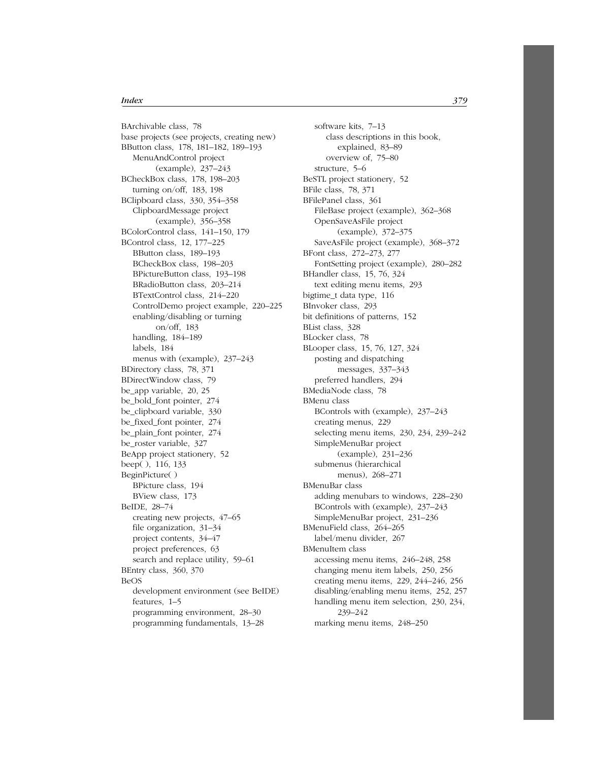BArchivable class, 78
base projects (see projects, creating new)
BButton class, 178, 181–182, 189–193
  MenuAndControl project (example), 237–243
BCheckBox class, 178, 198–203
  turning on/off, 183, 198
BClipboard class, 330, 354–358
  ClipboardMessage project (example), 356–358
BColorControl class, 141–150, 179
BControl class, 12, 177–225
  BButton class, 189–193
  BCheckBox class, 198–203
  BPictureButton class, 193–198
  BRadioButton class, 203–214
  BTextControl class, 214–220
  ControlDemo project example, 220–225
  enabling/disabling or turning on/off, 183
  handling, 184–189
  labels, 184
  menus with (example), 237–243
BDirectory class, 78, 371
BDirectWindow class, 79
be_app variable, 20, 25
be_bold_font pointer, 274
be_clipboard variable, 330
be_fixed_font pointer, 274
be_plain_font pointer, 274
be_roster variable, 327
BeApp project stationery, 52
beep( ), 116, 133
BeginPicture( )
  BPicture class, 194
  BView class, 173
BeIDE, 28–74
  creating new projects, 47–65
  file organization, 31–34
  project contents, 34–47
  project preferences, 63
  search and replace utility, 59–61
BEntry class, 360, 370
BeOS
  development environment (see BeIDE)
  features, 1–5
  programming environment, 28–30
  programming fundamentals, 13–28
  software kits, 7–13
    class descriptions in this book, explained, 83–89
    overview of, 75–80
  structure, 5–6
BeSTL project stationery, 52
BFile class, 78, 371
BFilePanel class, 361
  FileBase project (example), 362–368
  OpenSaveAsFile project (example), 372–375
  SaveAsFile project (example), 368–372
BFont class, 272–273, 277
  FontSetting project (example), 280–282
BHandler class, 15, 76, 324
  text editing menu items, 293
bigtime_t data type, 116
BInvoker class, 293
bit definitions of patterns, 152
BList class, 328
BLocker class, 78
BLooper class, 15, 76, 127, 324
  posting and dispatching messages, 337–343
  preferred handlers, 294
BMediaNode class, 78
BMenu class
  BControls with (example), 237–243
  creating menus, 229
  selecting menu items, 230, 234, 239–242
  SimpleMenuBar project (example), 231–236
  submenus (hierarchical menus), 268–271
BMenuBar class
  adding menubars to windows, 228–230
  BControls with (example), 237–243
  SimpleMenuBar project, 231–236
BMenuField class, 264–265
  label/menu divider, 267
BMenuItem class
  accessing menu items, 246–248, 258
  changing menu item labels, 250, 256
  creating menu items, 229, 244–246, 256
  disabling/enabling menu items, 252, 257
  handling menu item selection, 230, 234, 239–242
  marking menu items, 248–250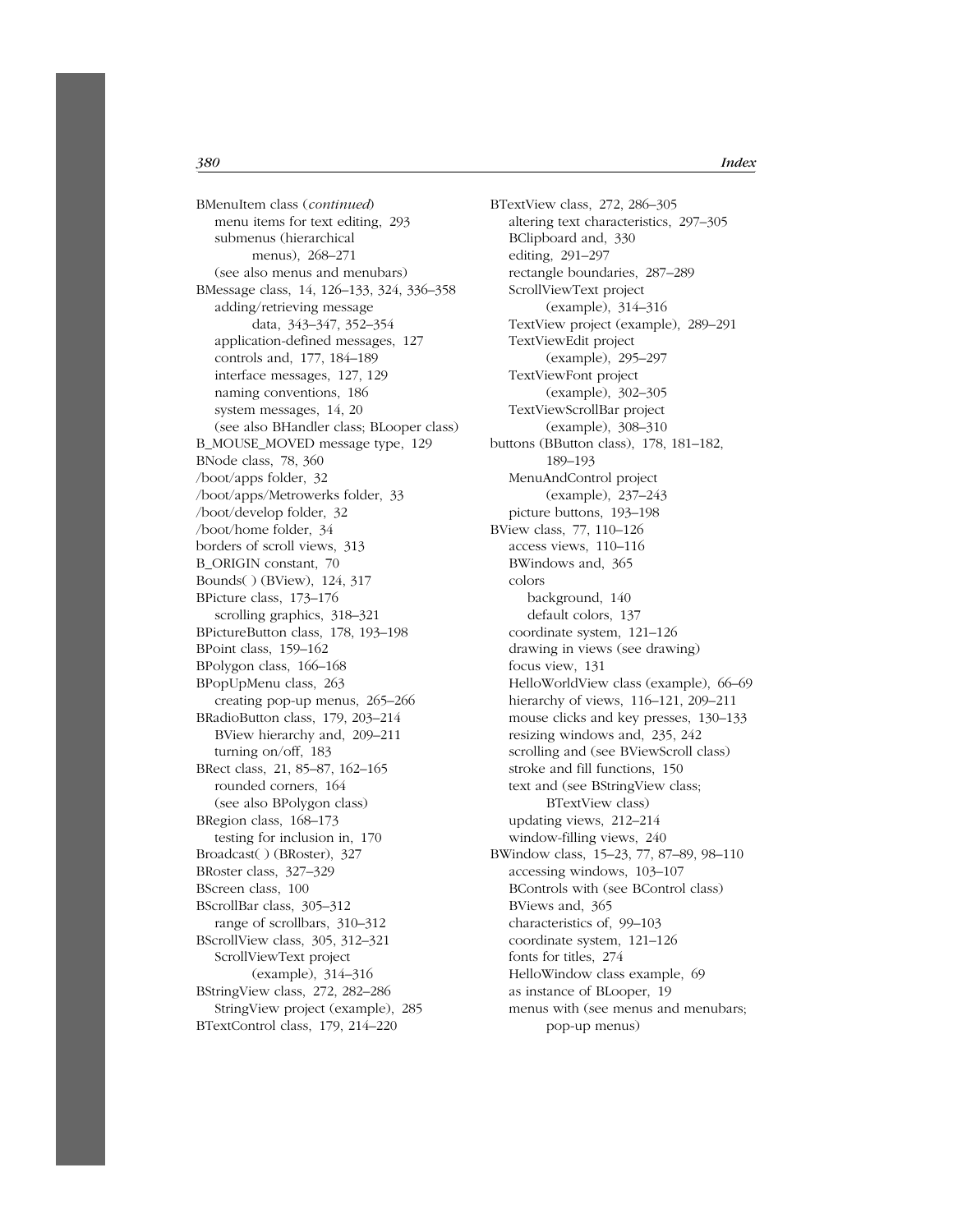BMenuItem class (*continued*)
- menu items for text editing, 293
- submenus (hierarchical menus), 268–271
- (see also menus and menubars)

BMessage class, 14, 126–133, 324, 336–358
- adding/retrieving message data, 343–347, 352–354
- application-defined messages, 127
- controls and, 177, 184–189
- interface messages, 127, 129
- naming conventions, 186
- system messages, 14, 20
- (see also BHandler class; BLooper class)

B_MOUSE_MOVED message type, 129

BNode class, 78, 360

/boot/apps folder, 32

/boot/apps/Metrowerks folder, 33

/boot/develop folder, 32

/boot/home folder, 34

borders of scroll views, 313

B_ORIGIN constant, 70

Bounds( ) (BView), 124, 317

BPicture class, 173–176
- scrolling graphics, 318–321

BPictureButton class, 178, 193–198

BPoint class, 159–162

BPolygon class, 166–168

BPopUpMenu class, 263
- creating pop-up menus, 265–266

BRadioButton class, 179, 203–214
- BView hierarchy and, 209–211
- turning on/off, 183

BRect class, 21, 85–87, 162–165
- rounded corners, 164
- (see also BPolygon class)

BRegion class, 168–173
- testing for inclusion in, 170

Broadcast( ) (BRoster), 327

BRoster class, 327–329

BScreen class, 100

BScrollBar class, 305–312
- range of scrollbars, 310–312

BScrollView class, 305, 312–321
- ScrollViewText project (example), 314–316

BStringView class, 272, 282–286
- StringView project (example), 285

BTextControl class, 179, 214–220

BTextView class, 272, 286–305
- altering text characteristics, 297–305
- BClipboard and, 330
- editing, 291–297
- rectangle boundaries, 287–289
- ScrollViewText project (example), 314–316
- TextView project (example), 289–291
- TextViewEdit project (example), 295–297
- TextViewFont project (example), 302–305
- TextViewScrollBar project (example), 308–310

buttons (BButton class), 178, 181–182, 189–193
- MenuAndControl project (example), 237–243
- picture buttons, 193–198

BView class, 77, 110–126
- access views, 110–116
- BWindows and, 365
- colors
  - background, 140
  - default colors, 137
- coordinate system, 121–126
- drawing in views (see drawing)
- focus view, 131
- HelloWorldView class (example), 66–69
- hierarchy of views, 116–121, 209–211
- mouse clicks and key presses, 130–133
- resizing windows and, 235, 242
- scrolling and (see BViewScroll class)
- stroke and fill functions, 150
- text and (see BStringView class; BTextView class)
- updating views, 212–214
- window-filling views, 240

BWindow class, 15–23, 77, 87–89, 98–110
- accessing windows, 103–107
- BControls with (see BControl class)
- BViews and, 365
- characteristics of, 99–103
- coordinate system, 121–126
- fonts for titles, 274
- HelloWindow class example, 69
- as instance of BLooper, 19
- menus with (see menus and menubars; pop-up menus)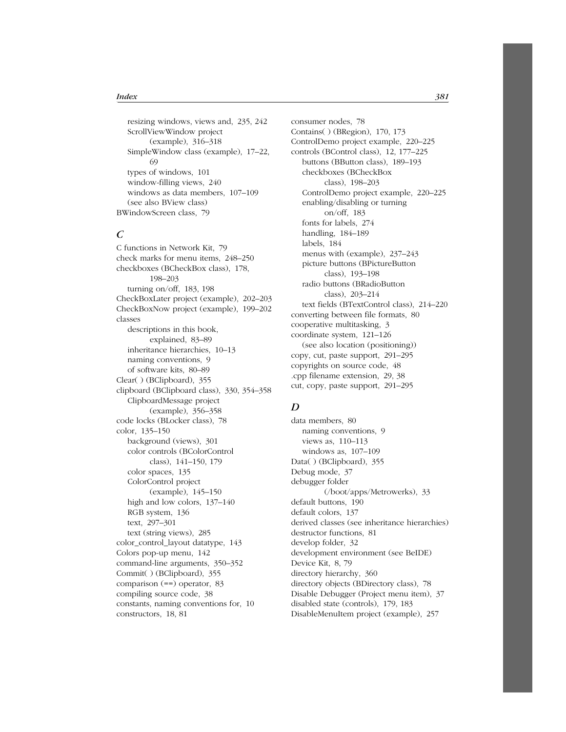- resizing windows, views and, 235, 242
- ScrollViewWindow project (example), 316–318
- SimpleWindow class (example), 17–22, 69
- types of windows, 101
- window-filling views, 240
- windows as data members, 107–109
- (see also BView class)

BWindowScreen class, 79

## C

C functions in Network Kit, 79
check marks for menu items, 248–250
checkboxes (BCheckBox class), 178, 198–203
- turning on/off, 183, 198

CheckBoxLater project (example), 202–203
CheckBoxNow project (example), 199–202
classes
- descriptions in this book, explained, 83–89
- inheritance hierarchies, 10–13
- naming conventions, 9
- of software kits, 80–89

Clear( ) (BClipboard), 355
clipboard (BClipboard class), 330, 354–358
- ClipboardMessage project (example), 356–358

code locks (BLocker class), 78
color, 135–150
- background (views), 301
- color controls (BColorControl class), 141–150, 179
- color spaces, 135
- ColorControl project (example), 145–150
- high and low colors, 137–140
- RGB system, 136
- text, 297–301
- text (string views), 285

color_control_layout datatype, 143
Colors pop-up menu, 142
command-line arguments, 350–352
Commit( ) (BClipboard), 355
comparison (==) operator, 83
compiling source code, 38
constants, naming conventions for, 10
constructors, 18, 81
consumer nodes, 78
Contains( ) (BRegion), 170, 173
ControlDemo project example, 220–225
controls (BControl class), 12, 177–225
- buttons (BButton class), 189–193
- checkboxes (BCheckBox class), 198–203
- ControlDemo project example, 220–225
- enabling/disabling or turning on/off, 183
- fonts for labels, 274
- handling, 184–189
- labels, 184
- menus with (example), 237–243
- picture buttons (BPictureButton class), 193–198
- radio buttons (BRadioButton class), 203–214
- text fields (BTextControl class), 214–220

converting between file formats, 80
cooperative multitasking, 3
coordinate system, 121–126
- (see also location (positioning))

copy, cut, paste support, 291–295
copyrights on source code, 48
.cpp filename extension, 29, 38
cut, copy, paste support, 291–295

## D

data members, 80
- naming conventions, 9
- views as, 110–113
- windows as, 107–109

Data( ) (BClipboard), 355
Debug mode, 37
debugger folder (/boot/apps/Metrowerks), 33
default buttons, 190
default colors, 137
derived classes (see inheritance hierarchies)
destructor functions, 81
develop folder, 32
development environment (see BeIDE)
Device Kit, 8, 79
directory hierarchy, 360
directory objects (BDirectory class), 78
Disable Debugger (Project menu item), 37
disabled state (controls), 179, 183
DisableMenuItem project (example), 257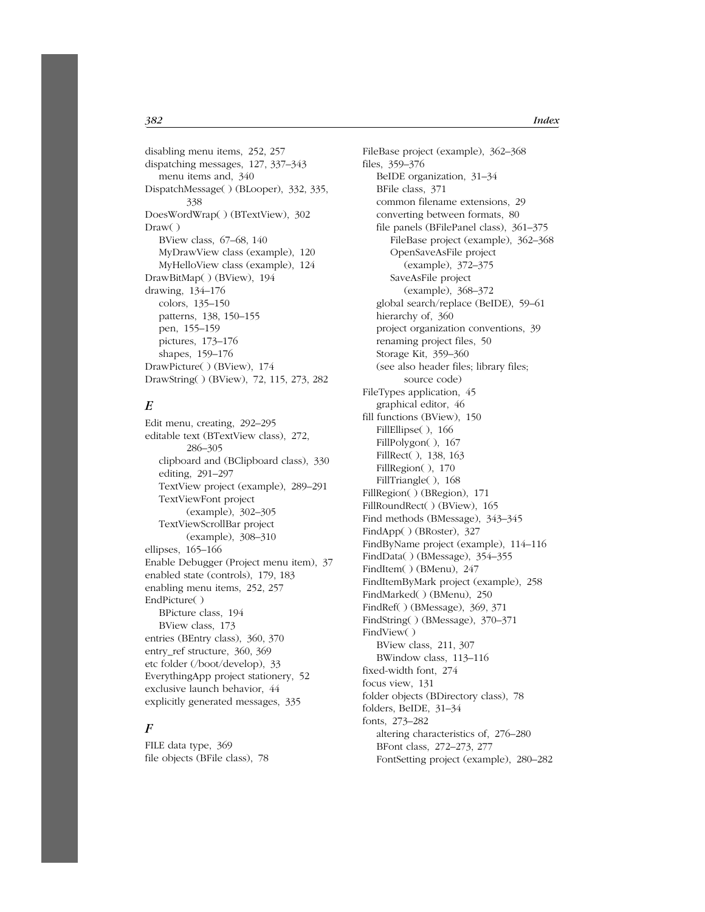disabling menu items, 252, 257
dispatching messages, 127, 337–343
  menu items and, 340
DispatchMessage( ) (BLooper), 332, 335, 338
DoesWordWrap( ) (BTextView), 302
Draw( )
  BView class, 67–68, 140
  MyDrawView class (example), 120
  MyHelloView class (example), 124
DrawBitMap( ) (BView), 194
drawing, 134–176
  colors, 135–150
  patterns, 138, 150–155
  pen, 155–159
  pictures, 173–176
  shapes, 159–176
DrawPicture( ) (BView), 174
DrawString( ) (BView), 72, 115, 273, 282

## E

Edit menu, creating, 292–295
editable text (BTextView class), 272, 286–305
  clipboard and (BClipboard class), 330
  editing, 291–297
  TextView project (example), 289–291
  TextViewFont project (example), 302–305
  TextViewScrollBar project (example), 308–310
ellipses, 165–166
Enable Debugger (Project menu item), 37
enabled state (controls), 179, 183
enabling menu items, 252, 257
EndPicture( )
  BPicture class, 194
  BView class, 173
entries (BEntry class), 360, 370
entry_ref structure, 360, 369
etc folder (/boot/develop), 33
EverythingApp project stationery, 52
exclusive launch behavior, 44
explicitly generated messages, 335

## F

FILE data type, 369
file objects (BFile class), 78
FileBase project (example), 362–368
files, 359–376
  BeIDE organization, 31–34
  BFile class, 371
  common filename extensions, 29
  converting between formats, 80
  file panels (BFilePanel class), 361–375
    FileBase project (example), 362–368
    OpenSaveAsFile project (example), 372–375
    SaveAsFile project (example), 368–372
  global search/replace (BeIDE), 59–61
  hierarchy of, 360
  project organization conventions, 39
  renaming project files, 50
  Storage Kit, 359–360
  (see also header files; library files; source code)
FileTypes application, 45
  graphical editor, 46
fill functions (BView), 150
  FillEllipse( ), 166
  FillPolygon( ), 167
  FillRect( ), 138, 163
  FillRegion( ), 170
  FillTriangle( ), 168
FillRegion( ) (BRegion), 171
FillRoundRect( ) (BView), 165
Find methods (BMessage), 343–345
FindApp( ) (BRoster), 327
FindByName project (example), 114–116
FindData( ) (BMessage), 354–355
FindItem( ) (BMenu), 247
FindItemByMark project (example), 258
FindMarked( ) (BMenu), 250
FindRef( ) (BMessage), 369, 371
FindString( ) (BMessage), 370–371
FindView( )
  BView class, 211, 307
  BWindow class, 113–116
fixed-width font, 274
focus view, 131
folder objects (BDirectory class), 78
folders, BeIDE, 31–34
fonts, 273–282
  altering characteristics of, 276–280
  BFont class, 272–273, 277
  FontSetting project (example), 280–282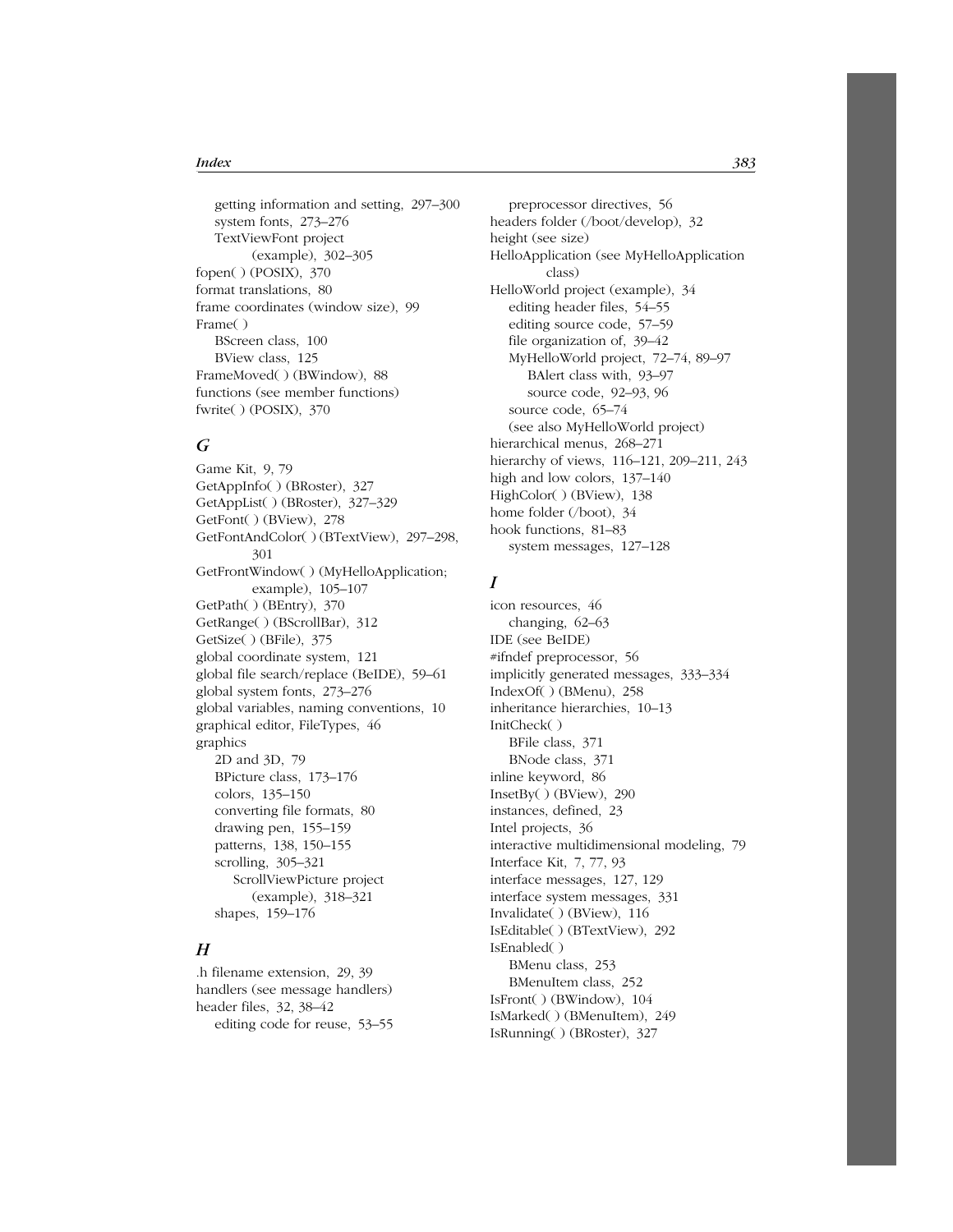getting information and setting, 297–300
system fonts, 273–276
TextViewFont project (example), 302–305

fopen( ) (POSIX), 370
format translations, 80
frame coordinates (window size), 99
Frame( )
BScreen class, 100
BView class, 125
FrameMoved( ) (BWindow), 88
functions (see member functions)
fwrite( ) (POSIX), 370

## *G*

Game Kit, 9, 79
GetAppInfo( ) (BRoster), 327
GetAppList( ) (BRoster), 327–329
GetFont( ) (BView), 278
GetFontAndColor( ) (BTextView), 297–298, 301
GetFrontWindow( ) (MyHelloApplication; example), 105–107
GetPath( ) (BEntry), 370
GetRange( ) (BScrollBar), 312
GetSize( ) (BFile), 375
global coordinate system, 121
global file search/replace (BeIDE), 59–61
global system fonts, 273–276
global variables, naming conventions, 10
graphical editor, FileTypes, 46
graphics
2D and 3D, 79
BPicture class, 173–176
colors, 135–150
converting file formats, 80
drawing pen, 155–159
patterns, 138, 150–155
scrolling, 305–321
ScrollViewPicture project (example), 318–321
shapes, 159–176

## *H*

.h filename extension, 29, 39
handlers (see message handlers)
header files, 32, 38–42
editing code for reuse, 53–55
preprocessor directives, 56
headers folder (/boot/develop), 32
height (see size)
HelloApplication (see MyHelloApplication class)
HelloWorld project (example), 34
editing header files, 54–55
editing source code, 57–59
file organization of, 39–42
MyHelloWorld project, 72–74, 89–97
BAlert class with, 93–97
source code, 92–93, 96
source code, 65–74
(see also MyHelloWorld project)
hierarchical menus, 268–271
hierarchy of views, 116–121, 209–211, 243
high and low colors, 137–140
HighColor( ) (BView), 138
home folder (/boot), 34
hook functions, 81–83
system messages, 127–128

## *I*

icon resources, 46
changing, 62–63
IDE (see BeIDE)
#ifndef preprocessor, 56
implicitly generated messages, 333–334
IndexOf( ) (BMenu), 258
inheritance hierarchies, 10–13
InitCheck( )
BFile class, 371
BNode class, 371
inline keyword, 86
InsetBy( ) (BView), 290
instances, defined, 23
Intel projects, 36
interactive multidimensional modeling, 79
Interface Kit, 7, 77, 93
interface messages, 127, 129
interface system messages, 331
Invalidate( ) (BView), 116
IsEditable( ) (BTextView), 292
IsEnabled( )
BMenu class, 253
BMenuItem class, 252
IsFront( ) (BWindow), 104
IsMarked( ) (BMenuItem), 249
IsRunning( ) (BRoster), 327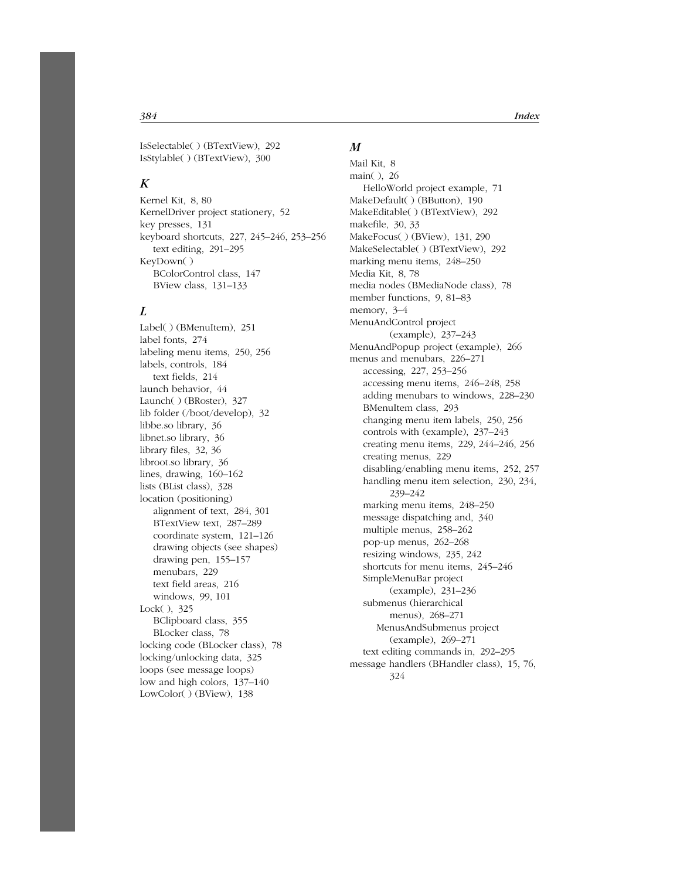IsSelectable( ) (BTextView), 292
IsStylable( ) (BTextView), 300

## K

Kernel Kit, 8, 80
KernelDriver project stationery, 52
key presses, 131
keyboard shortcuts, 227, 245–246, 253–256
- text editing, 291–295

KeyDown( )
- BColorControl class, 147
- BView class, 131–133

## L

Label( ) (BMenuItem), 251
label fonts, 274
labeling menu items, 250, 256
labels, controls, 184
- text fields, 214

launch behavior, 44
Launch( ) (BRoster), 327
lib folder (/boot/develop), 32
libbe.so library, 36
libnet.so library, 36
library files, 32, 36
libroot.so library, 36
lines, drawing, 160–162
lists (BList class), 328
location (positioning)
- alignment of text, 284, 301
- BTextView text, 287–289
- coordinate system, 121–126
- drawing objects (see shapes)
- drawing pen, 155–157
- menubars, 229
- text field areas, 216
- windows, 99, 101

Lock( ), 325
- BClipboard class, 355
- BLocker class, 78

locking code (BLocker class), 78
locking/unlocking data, 325
loops (see message loops)
low and high colors, 137–140
LowColor( ) (BView), 138

## M

Mail Kit, 8
main( ), 26
- HelloWorld project example, 71

MakeDefault( ) (BButton), 190
MakeEditable( ) (BTextView), 292
makefile, 30, 33
MakeFocus( ) (BView), 131, 290
MakeSelectable( ) (BTextView), 292
marking menu items, 248–250
Media Kit, 8, 78
media nodes (BMediaNode class), 78
member functions, 9, 81–83
memory, 3–4
MenuAndControl project (example), 237–243
MenuAndPopup project (example), 266
menus and menubars, 226–271
- accessing, 227, 253–256
- accessing menu items, 246–248, 258
- adding menubars to windows, 228–230
- BMenuItem class, 293
- changing menu item labels, 250, 256
- controls with (example), 237–243
- creating menu items, 229, 244–246, 256
- creating menus, 229
- disabling/enabling menu items, 252, 257
- handling menu item selection, 230, 234, 239–242
- marking menu items, 248–250
- message dispatching and, 340
- multiple menus, 258–262
- pop-up menus, 262–268
- resizing windows, 235, 242
- shortcuts for menu items, 245–246
- SimpleMenuBar project (example), 231–236
- submenus (hierarchical menus), 268–271
  - MenusAndSubmenus project (example), 269–271
- text editing commands in, 292–295

message handlers (BHandler class), 15, 76, 324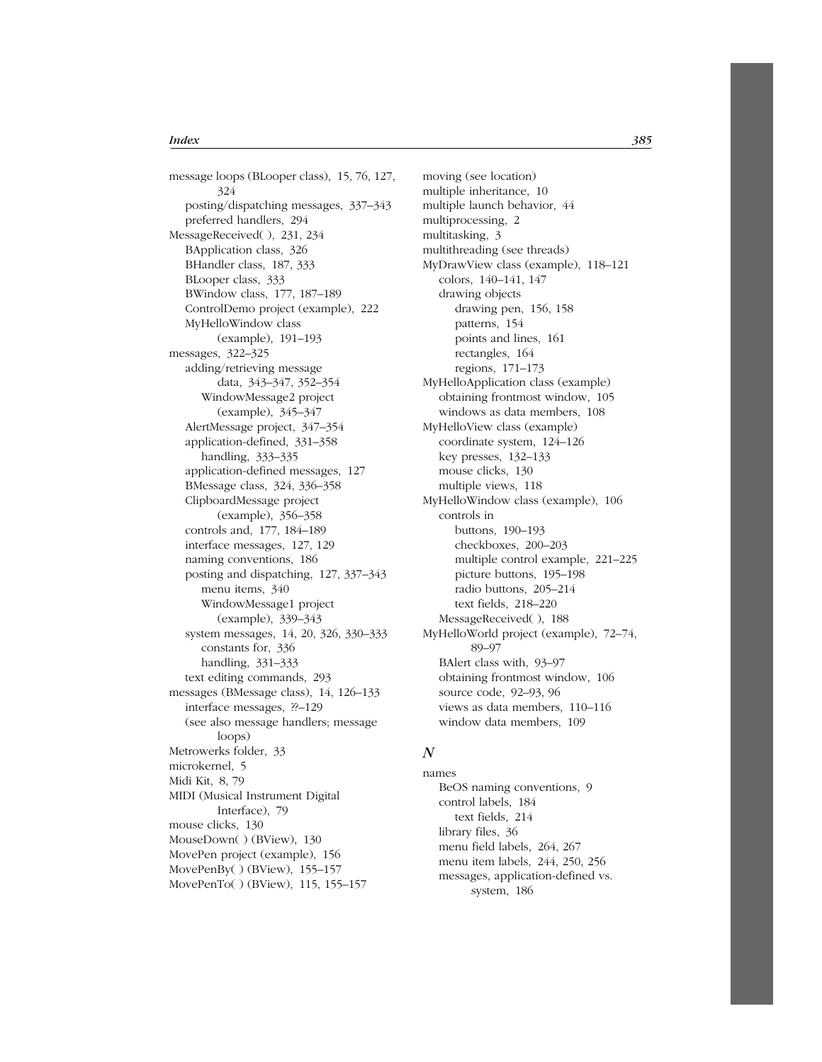message loops (BLooper class), 15, 76, 127, 324
- posting/dispatching messages, 337–343
- preferred handlers, 294

MessageReceived( ), 231, 234
- BApplication class, 326
- BHandler class, 187, 333
- BLooper class, 333
- BWindow class, 177, 187–189
- ControlDemo project (example), 222
- MyHelloWindow class (example), 191–193

messages, 322–325
- adding/retrieving message data, 343–347, 352–354
  - WindowMessage2 project (example), 345–347
- AlertMessage project, 347–354
- application-defined, 331–358
  - handling, 333–335
- application-defined messages, 127
- BMessage class, 324, 336–358
- ClipboardMessage project (example), 356–358
- controls and, 177, 184–189
- interface messages, 127, 129
- naming conventions, 186
- posting and dispatching, 127, 337–343
  - menu items, 340
  - WindowMessage1 project (example), 339–343
- system messages, 14, 20, 326, 330–333
  - constants for, 336
  - handling, 331–333
- text editing commands, 293

messages (BMessage class), 14, 126–133
- interface messages, ??–129
- (see also message handlers; message loops)

Metrowerks folder, 33

microkernel, 5

Midi Kit, 8, 79

MIDI (Musical Instrument Digital Interface), 79

mouse clicks, 130

MouseDown( ) (BView), 130

MovePen project (example), 156

MovePenBy( ) (BView), 155–157

MovePenTo( ) (BView), 115, 155–157

moving (see location)

multiple inheritance, 10

multiple launch behavior, 44

multiprocessing, 2

multitasking, 3

multithreading (see threads)

MyDrawView class (example), 118–121
- colors, 140–141, 147
- drawing objects
  - drawing pen, 156, 158
  - patterns, 154
  - points and lines, 161
  - rectangles, 164
  - regions, 171–173

MyHelloApplication class (example)
- obtaining frontmost window, 105
- windows as data members, 108

MyHelloView class (example)
- coordinate system, 124–126
- key presses, 132–133
- mouse clicks, 130
- multiple views, 118

MyHelloWindow class (example), 106
- controls in
  - buttons, 190–193
  - checkboxes, 200–203
  - multiple control example, 221–225
  - picture buttons, 195–198
  - radio buttons, 205–214
  - text fields, 218–220
- MessageReceived( ), 188

MyHelloWorld project (example), 72–74, 89–97
- BAlert class with, 93–97
- obtaining frontmost window, 106
- source code, 92–93, 96
- views as data members, 110–116
- window data members, 109

## *N*

names
- BeOS naming conventions, 9
- control labels, 184
  - text fields, 214
- library files, 36
- menu field labels, 264, 267
- menu item labels, 244, 250, 256
- messages, application-defined vs. system, 186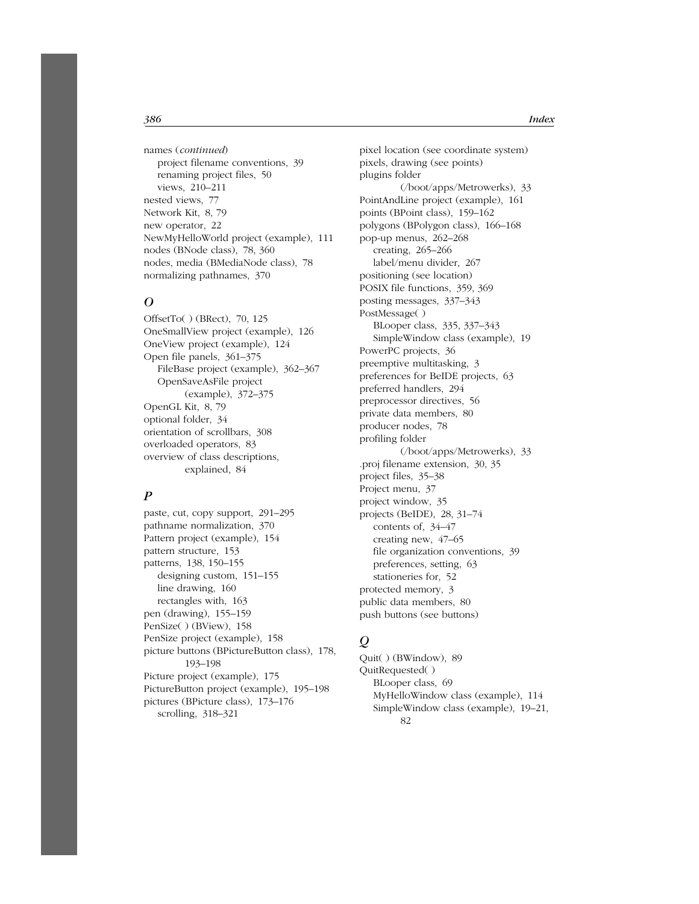names (*continued*)
  project filename conventions, 39
  renaming project files, 50
  views, 210–211
nested views, 77
Network Kit, 8, 79
new operator, 22
NewMyHelloWorld project (example), 111
nodes (BNode class), 78, 360
nodes, media (BMediaNode class), 78
normalizing pathnames, 370

## O

OffsetTo( ) (BRect), 70, 125
OneSmallView project (example), 126
OneView project (example), 124
Open file panels, 361–375
  FileBase project (example), 362–367
  OpenSaveAsFile project (example), 372–375
OpenGL Kit, 8, 79
optional folder, 34
orientation of scrollbars, 308
overloaded operators, 83
overview of class descriptions, explained, 84

## P

paste, cut, copy support, 291–295
pathname normalization, 370
Pattern project (example), 154
pattern structure, 153
patterns, 138, 150–155
  designing custom, 151–155
  line drawing, 160
  rectangles with, 163
pen (drawing), 155–159
PenSize( ) (BView), 158
PenSize project (example), 158
picture buttons (BPictureButton class), 178, 193–198
Picture project (example), 175
PictureButton project (example), 195–198
pictures (BPicture class), 173–176
  scrolling, 318–321
pixel location (see coordinate system)
pixels, drawing (see points)
plugins folder (/boot/apps/Metrowerks), 33
PointAndLine project (example), 161
points (BPoint class), 159–162
polygons (BPolygon class), 166–168
pop-up menus, 262–268
  creating, 265–266
  label/menu divider, 267
positioning (see location)
POSIX file functions, 359, 369
posting messages, 337–343
PostMessage( )
  BLooper class, 335, 337–343
  SimpleWindow class (example), 19
PowerPC projects, 36
preemptive multitasking, 3
preferences for BeIDE projects, 63
preferred handlers, 294
preprocessor directives, 56
private data members, 80
producer nodes, 78
profiling folder (/boot/apps/Metrowerks), 33
.proj filename extension, 30, 35
project files, 35–38
Project menu, 37
project window, 35
projects (BeIDE), 28, 31–74
  contents of, 34–47
  creating new, 47–65
  file organization conventions, 39
  preferences, setting, 63
  stationeries for, 52
protected memory, 3
public data members, 80
push buttons (see buttons)

## Q

Quit( ) (BWindow), 89
QuitRequested( )
  BLooper class, 69
  MyHelloWindow class (example), 114
  SimpleWindow class (example), 19–21, 82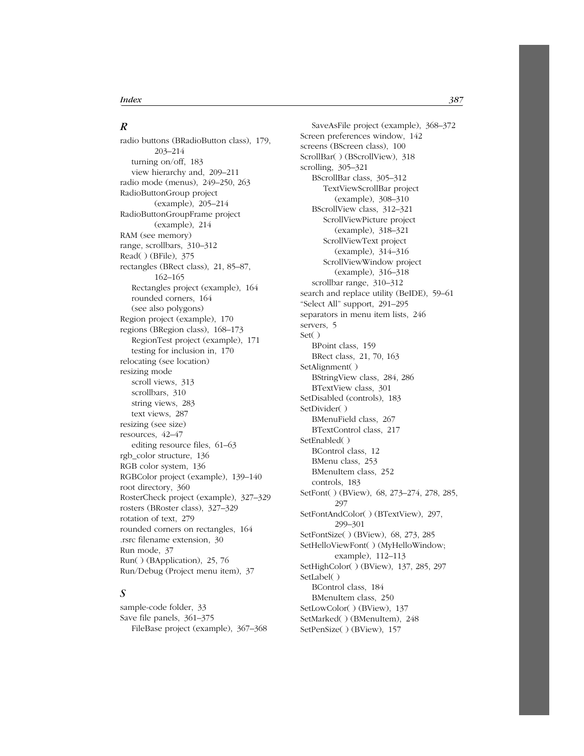## R

radio buttons (BRadioButton class), 179, 203–214
- turning on/off, 183
- view hierarchy and, 209–211

radio mode (menus), 249–250, 263
RadioButtonGroup project (example), 205–214
RadioButtonGroupFrame project (example), 214
RAM (see memory)
range, scrollbars, 310–312
Read( ) (BFile), 375
rectangles (BRect class), 21, 85–87, 162–165
- Rectangles project (example), 164
- rounded corners, 164
- (see also polygons)

Region project (example), 170
regions (BRegion class), 168–173
- RegionTest project (example), 171
- testing for inclusion in, 170

relocating (see location)
resizing mode
- scroll views, 313
- scrollbars, 310
- string views, 283
- text views, 287

resizing (see size)
resources, 42–47
- editing resource files, 61–63

rgb_color structure, 136
RGB color system, 136
RGBColor project (example), 139–140
root directory, 360
RosterCheck project (example), 327–329
rosters (BRoster class), 327–329
rotation of text, 279
rounded corners on rectangles, 164
.rsrc filename extension, 30
Run mode, 37
Run( ) (BApplication), 25, 76
Run/Debug (Project menu item), 37

## S

sample-code folder, 33
Save file panels, 361–375
- FileBase project (example), 367–368
- SaveAsFile project (example), 368–372

Screen preferences window, 142
screens (BScreen class), 100
ScrollBar( ) (BScrollView), 318
scrolling, 305–321
- BScrollBar class, 305–312
  - TextViewScrollBar project (example), 308–310
- BScrollView class, 312–321
  - ScrollViewPicture project (example), 318–321
  - ScrollViewText project (example), 314–316
  - ScrollViewWindow project (example), 316–318
- scrollbar range, 310–312

search and replace utility (BeIDE), 59–61
"Select All" support, 291–295
separators in menu item lists, 246
servers, 5
Set( )
- BPoint class, 159
- BRect class, 21, 70, 163

SetAlignment( )
- BStringView class, 284, 286
- BTextView class, 301

SetDisabled (controls), 183
SetDivider( )
- BMenuField class, 267
- BTextControl class, 217

SetEnabled( )
- BControl class, 12
- BMenu class, 253
- BMenuItem class, 252
- controls, 183

SetFont( ) (BView), 68, 273–274, 278, 285, 297
SetFontAndColor( ) (BTextView), 297, 299–301
SetFontSize( ) (BView), 68, 273, 285
SetHelloViewFont( ) (MyHelloWindow; example), 112–113
SetHighColor( ) (BView), 137, 285, 297
SetLabel( )
- BControl class, 184
- BMenuItem class, 250

SetLowColor( ) (BView), 137
SetMarked( ) (BMenuItem), 248
SetPenSize( ) (BView), 157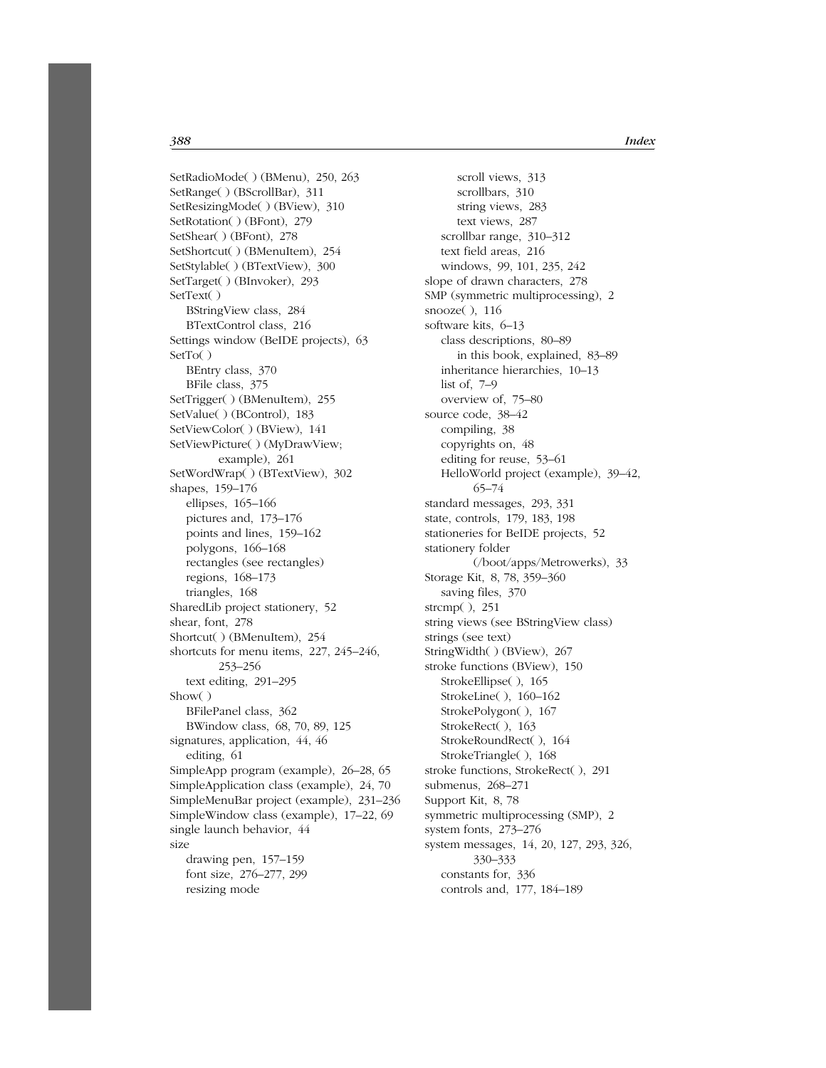SetRadioMode( ) (BMenu), 250, 263
SetRange( ) (BScrollBar), 311
SetResizingMode( ) (BView), 310
SetRotation( ) (BFont), 279
SetShear( ) (BFont), 278
SetShortcut( ) (BMenuItem), 254
SetStylable( ) (BTextView), 300
SetTarget( ) (BInvoker), 293
SetText( )
  BStringView class, 284
  BTextControl class, 216
Settings window (BeIDE projects), 63
SetTo( )
  BEntry class, 370
  BFile class, 375
SetTrigger( ) (BMenuItem), 255
SetValue( ) (BControl), 183
SetViewColor( ) (BView), 141
SetViewPicture( ) (MyDrawView; example), 261
SetWordWrap( ) (BTextView), 302
shapes, 159–176
  ellipses, 165–166
  pictures and, 173–176
  points and lines, 159–162
  polygons, 166–168
  rectangles (see rectangles)
  regions, 168–173
  triangles, 168
SharedLib project stationery, 52
shear, font, 278
Shortcut( ) (BMenuItem), 254
shortcuts for menu items, 227, 245–246, 253–256
  text editing, 291–295
Show( )
  BFilePanel class, 362
  BWindow class, 68, 70, 89, 125
signatures, application, 44, 46
  editing, 61
SimpleApp program (example), 26–28, 65
SimpleApplication class (example), 24, 70
SimpleMenuBar project (example), 231–236
SimpleWindow class (example), 17–22, 69
single launch behavior, 44
size
  drawing pen, 157–159
  font size, 276–277, 299
  resizing mode
    scroll views, 313
    scrollbars, 310
    string views, 283
    text views, 287
  scrollbar range, 310–312
  text field areas, 216
  windows, 99, 101, 235, 242
slope of drawn characters, 278
SMP (symmetric multiprocessing), 2
snooze( ), 116
software kits, 6–13
  class descriptions, 80–89
    in this book, explained, 83–89
  inheritance hierarchies, 10–13
  list of, 7–9
  overview of, 75–80
source code, 38–42
  compiling, 38
  copyrights on, 48
  editing for reuse, 53–61
  HelloWorld project (example), 39–42, 65–74
standard messages, 293, 331
state, controls, 179, 183, 198
stationeries for BeIDE projects, 52
stationery folder (/boot/apps/Metrowerks), 33
Storage Kit, 8, 78, 359–360
  saving files, 370
strcmp( ), 251
string views (see BStringView class)
strings (see text)
StringWidth( ) (BView), 267
stroke functions (BView), 150
  StrokeEllipse( ), 165
  StrokeLine( ), 160–162
  StrokePolygon( ), 167
  StrokeRect( ), 163
  StrokeRoundRect( ), 164
  StrokeTriangle( ), 168
stroke functions, StrokeRect( ), 291
submenus, 268–271
Support Kit, 8, 78
symmetric multiprocessing (SMP), 2
system fonts, 273–276
system messages, 14, 20, 127, 293, 326, 330–333
  constants for, 336
  controls and, 177, 184–189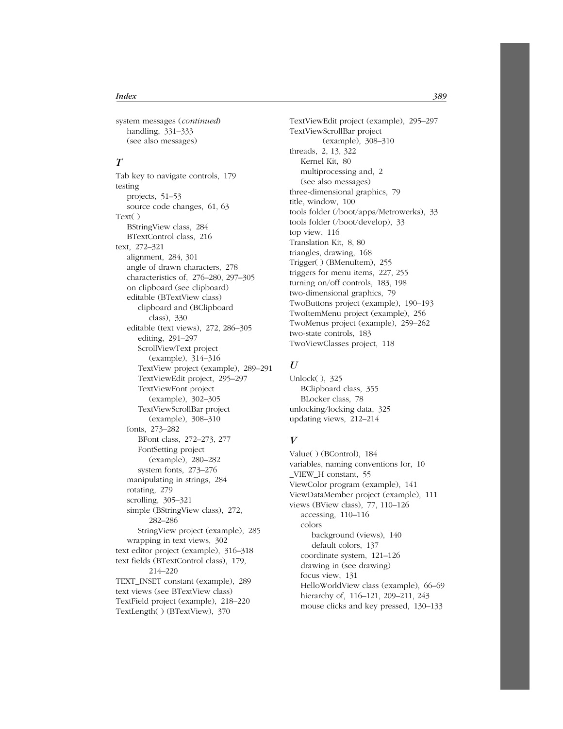system messages (*continued*)
- handling, 331–333
- (see also messages)

## T

Tab key to navigate controls, 179
testing
- projects, 51–53
- source code changes, 61, 63

Text( )
- BStringView class, 284
- BTextControl class, 216

text, 272–321
- alignment, 284, 301
- angle of drawn characters, 278
- characteristics of, 276–280, 297–305
- on clipboard (see clipboard)
- editable (BTextView class)
  - clipboard and (BClipboard class), 330
- editable (text views), 272, 286–305
  - editing, 291–297
  - ScrollViewText project (example), 314–316
  - TextView project (example), 289–291
  - TextViewEdit project, 295–297
  - TextViewFont project (example), 302–305
  - TextViewScrollBar project (example), 308–310
- fonts, 273–282
  - BFont class, 272–273, 277
  - FontSetting project (example), 280–282
  - system fonts, 273–276
- manipulating in strings, 284
- rotating, 279
- scrolling, 305–321
- simple (BStringView class), 272, 282–286
  - StringView project (example), 285
- wrapping in text views, 302

text editor project (example), 316–318
text fields (BTextControl class), 179, 214–220
TEXT_INSET constant (example), 289
text views (see BTextView class)
TextField project (example), 218–220
TextLength( ) (BTextView), 370
TextViewEdit project (example), 295–297
TextViewScrollBar project (example), 308–310
threads, 2, 13, 322
- Kernel Kit, 80
- multiprocessing and, 2
- (see also messages)

three-dimensional graphics, 79
title, window, 100
tools folder (/boot/apps/Metrowerks), 33
tools folder (/boot/develop), 33
top view, 116
Translation Kit, 8, 80
triangles, drawing, 168
Trigger( ) (BMenuItem), 255
triggers for menu items, 227, 255
turning on/off controls, 183, 198
two-dimensional graphics, 79
TwoButtons project (example), 190–193
TwoItemMenu project (example), 256
TwoMenus project (example), 259–262
two-state controls, 183
TwoViewClasses project, 118

## U

Unlock( ), 325
- BClipboard class, 355
- BLocker class, 78

unlocking/locking data, 325
updating views, 212–214

## V

Value( ) (BControl), 184
variables, naming conventions for, 10
_VIEW_H constant, 55
ViewColor program (example), 141
ViewDataMember project (example), 111
views (BView class), 77, 110–126
- accessing, 110–116
- colors
  - background (views), 140
  - default colors, 137
- coordinate system, 121–126
- drawing in (see drawing)
- focus view, 131
- HelloWorldView class (example), 66–69
- hierarchy of, 116–121, 209–211, 243
- mouse clicks and key pressed, 130–133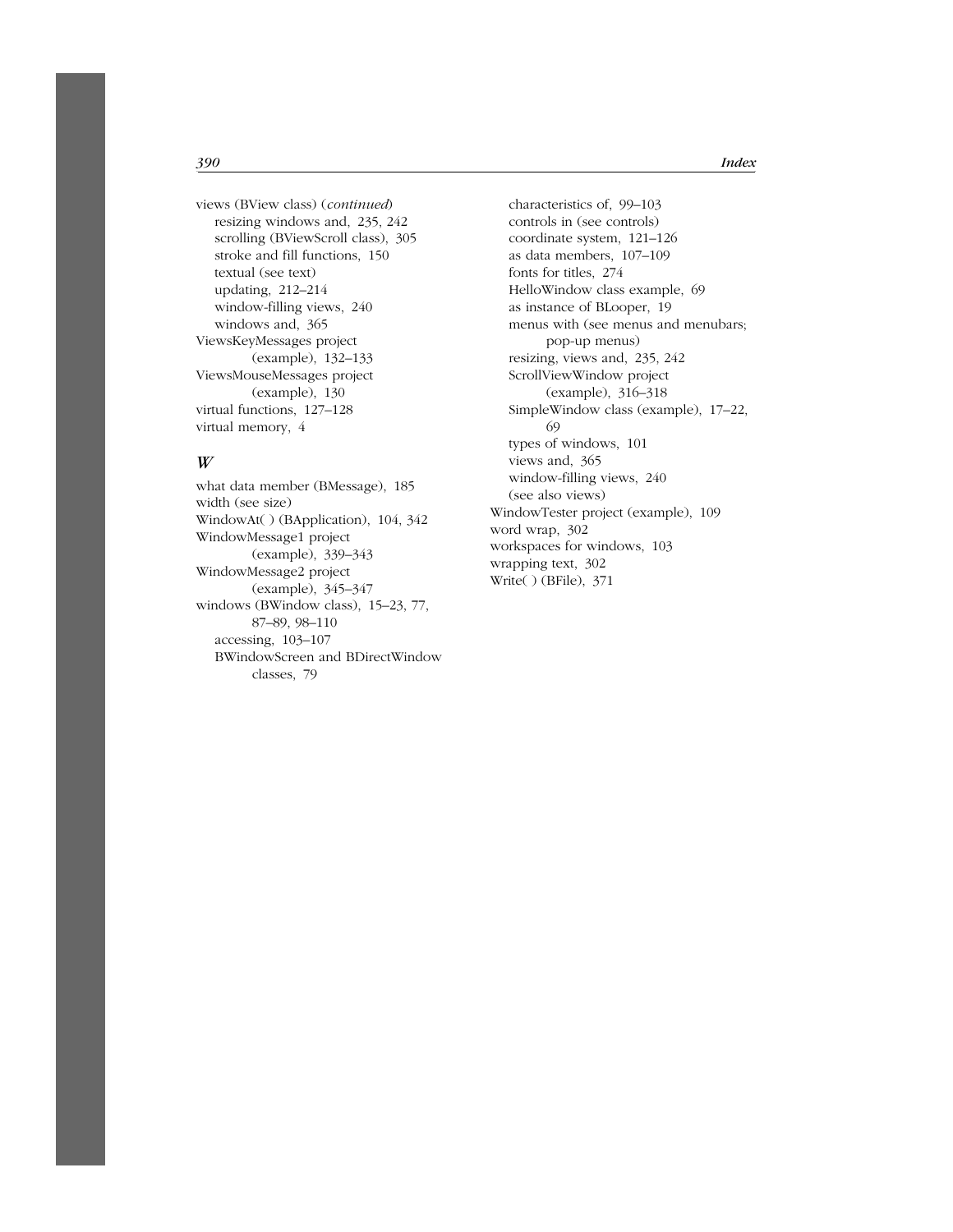views (BView class) (*continued*)
    resizing windows and, 235, 242
    scrolling (BViewScroll class), 305
    stroke and fill functions, 150
    textual (see text)
    updating, 212–214
    window-filling views, 240
    windows and, 365
ViewsKeyMessages project (example), 132–133
ViewsMouseMessages project (example), 130
virtual functions, 127–128
virtual memory, 4

### *W*

what data member (BMessage), 185
width (see size)
WindowAt( ) (BApplication), 104, 342
WindowMessage1 project (example), 339–343
WindowMessage2 project (example), 345–347
windows (BWindow class), 15–23, 77, 87–89, 98–110
    accessing, 103–107
    BWindowScreen and BDirectWindow classes, 79
    characteristics of, 99–103
    controls in (see controls)
    coordinate system, 121–126
    as data members, 107–109
    fonts for titles, 274
    HelloWindow class example, 69
    as instance of BLooper, 19
    menus with (see menus and menubars; pop-up menus)
    resizing, views and, 235, 242
    ScrollViewWindow project (example), 316–318
    SimpleWindow class (example), 17–22, 69
    types of windows, 101
    views and, 365
    window-filling views, 240
    (see also views)
WindowTester project (example), 109
word wrap, 302
workspaces for windows, 103
wrapping text, 302
Write( ) (BFile), 371